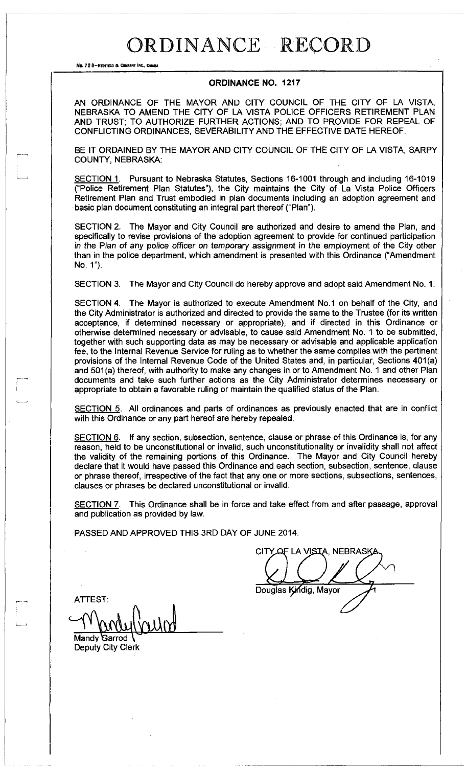# ORDINANCE RECORD

No. 72 8—REDFIELD & COMPANY INC., OMAHA

## ORDINANCE NO. 1217

AN ORDINANCE OF THE MAYOR AND CITY COUNCIL OF THE CITY OF LA VISTA, NEBRASKA TO AMEND THE CITY OF LA VISTA POLICE OFFICERS RETIREMENT PLAN AND TRUST; TO AUTHORIZE FURTHER ACTIONS; AND TO PROVIDE FOR REPEAL OF CONFLICTING ORDINANCES, SEVERABILITY AND THE EFFECTIVE DATE HEREOF.

BE IT ORDAINED BY THE MAYOR AND CITY COUNCIL OF THE CITY OF LA VISTA, SARPY COUNTY, NEBRASKA:

SECTION 1. Pursuant to Nebraska Statutes, Sections 16-1001 through and including 16-1019 ("Police Retirement Plan Statutes"), the City maintains the City of La Vista Police Officers Retirement Plan and Trust embodied in plan documents including an adoption agreement and basic plan document constituting an integral part thereof ("Plan").

SECTION 2. The Mayor and City Council are authorized and desire to amend the Plan, and specifically to revise provisions of the adoption agreement to provide for continued participation in the Plan of any police officer on temporary assignment in the employment of the City other than in the police department, which amendment is presented with this Ordinance ("Amendment No. 1").

SECTION 3. The Mayor and City Council do hereby approve and adopt said Amendment No. 1.

SECTION 4. The Mayor is authorized to execute Amendment No.1 on behalf of the City, and the City Administrator is authorized and directed to provide the same to the Trustee (for its written acceptance, if determined necessary or appropriate), and if directed in this Ordinance or otherwise determined necessary or advisable, to cause said Amendment No. 1 to be submitted, together with such supporting data as may be necessary or advisable and applicable application fee, to the Internal Revenue Service for ruling as to whether the same complies with the pertinent provisions of the Internal Revenue Code of the United States and, in particular, Sections 401(a) and 501(a) thereof, with authority to make any changes in or to Amendment No. 1 and other Plan documents and take such further actions as the City Administrator determines necessary or appropriate to obtain a favorable ruling or maintain the qualified status of the Plan.

SECTION 5. All ordinances and parts of ordinances as previously enacted that are in conflict with this Ordinance or any part hereof are hereby repealed.

SECTION 6. If any section, subsection, sentence, clause or phrase of this Ordinance is, for any reason, held to be unconstitutional or invalid, such unconstitutionality or invalidity shall not affect the validity of the remaining portions of this Ordinance. The Mayor and City Council hereby declare that it would have passed this Ordinance and each section, subsection, sentence, clause or phrase thereof, irrespective of the fact that any one or more sections, subsections, sentences, clauses or phrases be declared unconstitutional or invalid.

SECTION 7. This Ordinance shall be in force and take effect from and after passage, approval and publication as provided by law.

PASSED AND APPROVED THIS 3RD DAY OF JUNE 2014.

CITY OF LA VISTA, NEBRASKA

Douglas Kindig, Mayor

ATTEST:

Mandy Garrod
Deputy City Clerk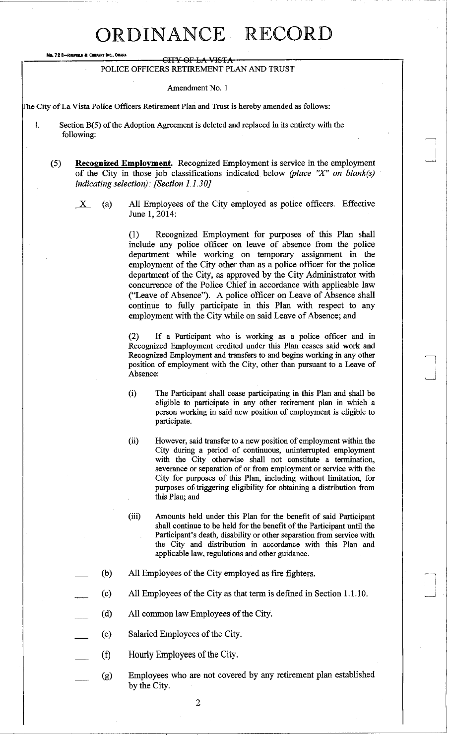# ORDINANCE RECORD

No. 72 8—REDFIELD & COMPANY INC., OMAHA

~~CITY OF LA VISTA~~

POLICE OFFICERS RETIREMENT PLAN AND TRUST

Amendment No. 1

The City of La Vista Police Officers Retirement Plan and Trust is hereby amended as follows:

I. Section B(5) of the Adoption Agreement is deleted and replaced in its entirety with the following:

(5) **Recognized Employment.** Recognized Employment is service in the employment of the City in those job classifications indicated below *(place "X" on blank(s) indicating selection): [Section 1.1.30]*

_X_ (a) All Employees of the City employed as police officers. Effective June 1, 2014:

(1) Recognized Employment for purposes of this Plan shall include any police officer on leave of absence from the police department while working on temporary assignment in the employment of the City other than as a police officer for the police department of the City, as approved by the City Administrator with concurrence of the Police Chief in accordance with applicable law ("Leave of Absence"). A police officer on Leave of Absence shall continue to fully participate in this Plan with respect to any employment with the City while on said Leave of Absence; and

(2) If a Participant who is working as a police officer and in Recognized Employment credited under this Plan ceases said work and Recognized Employment and transfers to and begins working in any other position of employment with the City, other than pursuant to a Leave of Absence:

(i) The Participant shall cease participating in this Plan and shall be eligible to participate in any other retirement plan in which a person working in said new position of employment is eligible to participate.

(ii) However, said transfer to a new position of employment within the City during a period of continuous, uninterrupted employment with the City otherwise shall not constitute a termination, severance or separation of or from employment or service with the City for purposes of this Plan, including without limitation, for purposes of triggering eligibility for obtaining a distribution from this Plan; and

(iii) Amounts held under this Plan for the benefit of said Participant shall continue to be held for the benefit of the Participant until the Participant's death, disability or other separation from service with the City and distribution in accordance with this Plan and applicable law, regulations and other guidance.

___ (b) All Employees of the City employed as fire fighters.

___ (c) All Employees of the City as that term is defined in Section 1.1.10.

___ (d) All common law Employees of the City.

___ (e) Salaried Employees of the City.

___ (f) Hourly Employees of the City.

___ (g) Employees who are not covered by any retirement plan established by the City.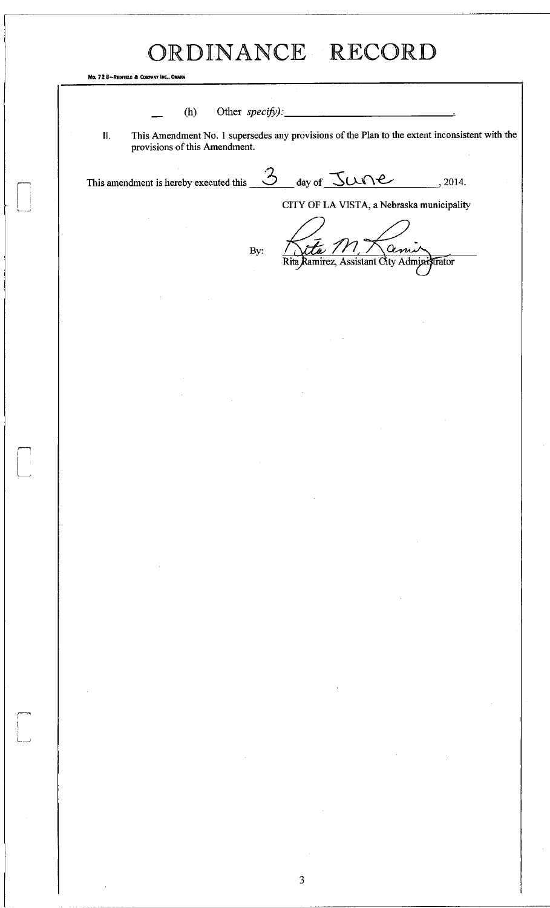# ORDINANCE RECORD

No. 72 8—Redfield & Company Inc., Omaha

\_ (h) Other *specify):* \_\_\_\_\_\_\_\_\_\_\_\_\_\_\_\_\_\_\_\_\_\_\_\_\_\_.

II. This Amendment No. 1 supersedes any provisions of the Plan to the extent inconsistent with the provisions of this Amendment.

This amendment is hereby executed this 3 day of June, 2014.

CITY OF LA VISTA, a Nebraska municipality

By: [signature]
Rita Ramirez, Assistant City Administrator